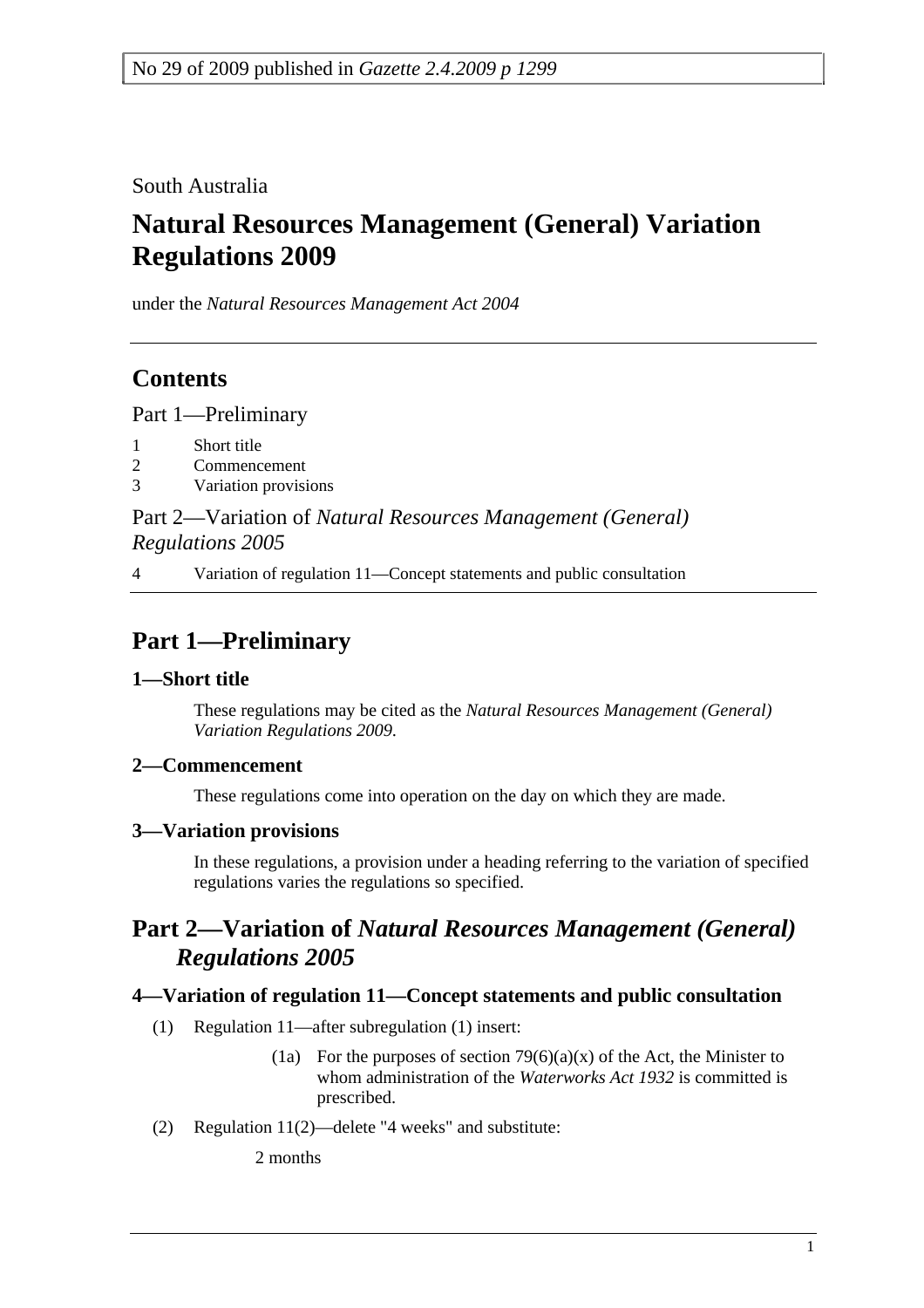No 29 of 2009 published in *Gazette 2.4.2009 p 1299*

South Australia

# Natural Resources Management (General) Variation Regulations 2009

under the *Natural Resources Management Act 2004*

## Contents

Part 1—Preliminary

1 Short title
2 Commencement
3 Variation provisions

Part 2—Variation of *Natural Resources Management (General) Regulations 2005*

4 Variation of regulation 11—Concept statements and public consultation

## Part 1—Preliminary

### 1—Short title

These regulations may be cited as the *Natural Resources Management (General) Variation Regulations 2009*.

### 2—Commencement

These regulations come into operation on the day on which they are made.

### 3—Variation provisions

In these regulations, a provision under a heading referring to the variation of specified regulations varies the regulations so specified.

## Part 2—Variation of *Natural Resources Management (General) Regulations 2005*

### 4—Variation of regulation 11—Concept statements and public consultation

(1) Regulation 11—after subregulation (1) insert:

(1a) For the purposes of section 79(6)(a)(x) of the Act, the Minister to whom administration of the *Waterworks Act 1932* is committed is prescribed.

(2) Regulation 11(2)—delete "4 weeks" and substitute:

2 months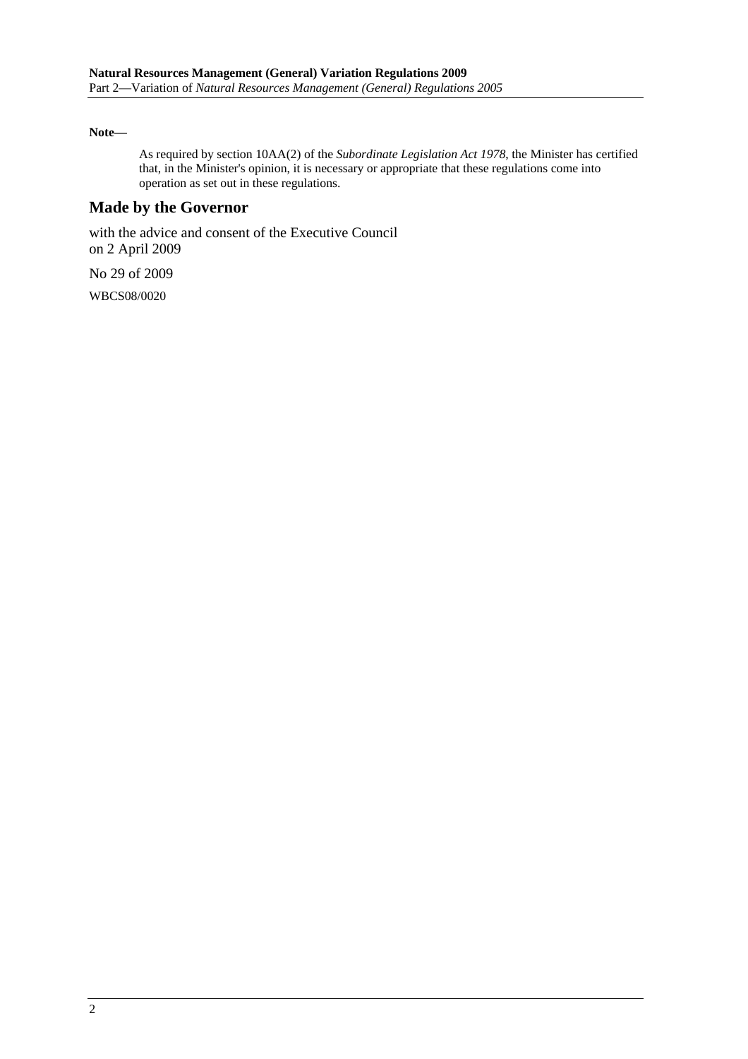**Note—**

As required by section 10AA(2) of the *Subordinate Legislation Act 1978*, the Minister has certified that, in the Minister's opinion, it is necessary or appropriate that these regulations come into operation as set out in these regulations.

## Made by the Governor

with the advice and consent of the Executive Council on 2 April 2009

No 29 of 2009

WBCS08/0020